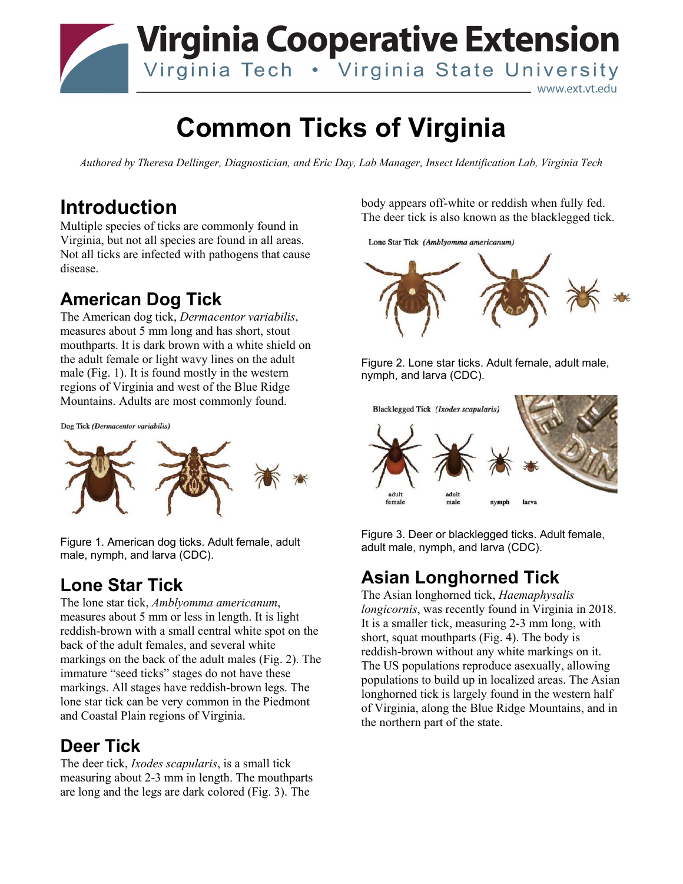# Virginia Cooperative Extension

Virginia Tech • Virginia State University

www.ext.vt.edu

# Common Ticks of Virginia

*Authored by Theresa Dellinger, Diagnostician, and Eric Day, Lab Manager, Insect Identification Lab, Virginia Tech*

## Introduction

Multiple species of ticks are commonly found in Virginia, but not all species are found in all areas. Not all ticks are infected with pathogens that cause disease.

## American Dog Tick

The American dog tick, *Dermacentor variabilis*, measures about 5 mm long and has short, stout mouthparts. It is dark brown with a white shield on the adult female or light wavy lines on the adult male (Fig. 1). It is found mostly in the western regions of Virginia and west of the Blue Ridge Mountains. Adults are most commonly found.

Figure 1. American dog ticks. Adult female, adult male, nymph, and larva (CDC).

## Lone Star Tick

The lone star tick, *Amblyomma americanum*, measures about 5 mm or less in length. It is light reddish-brown with a small central white spot on the back of the adult females, and several white markings on the back of the adult males (Fig. 2). The immature "seed ticks" stages do not have these markings. All stages have reddish-brown legs. The lone star tick can be very common in the Piedmont and Coastal Plain regions of Virginia.

Figure 2. Lone star ticks. Adult female, adult male, nymph, and larva (CDC).

## Deer Tick

The deer tick, *Ixodes scapularis*, is a small tick measuring about 2-3 mm in length. The mouthparts are long and the legs are dark colored (Fig. 3). The body appears off-white or reddish when fully fed. The deer tick is also known as the blacklegged tick.

Figure 3. Deer or blacklegged ticks. Adult female, adult male, nymph, and larva (CDC).

## Asian Longhorned Tick

The Asian longhorned tick, *Haemaphysalis longicornis*, was recently found in Virginia in 2018. It is a smaller tick, measuring 2-3 mm long, with short, squat mouthparts (Fig. 4). The body is reddish-brown without any white markings on it. The US populations reproduce asexually, allowing populations to build up in localized areas. The Asian longhorned tick is largely found in the western half of Virginia, along the Blue Ridge Mountains, and in the northern part of the state.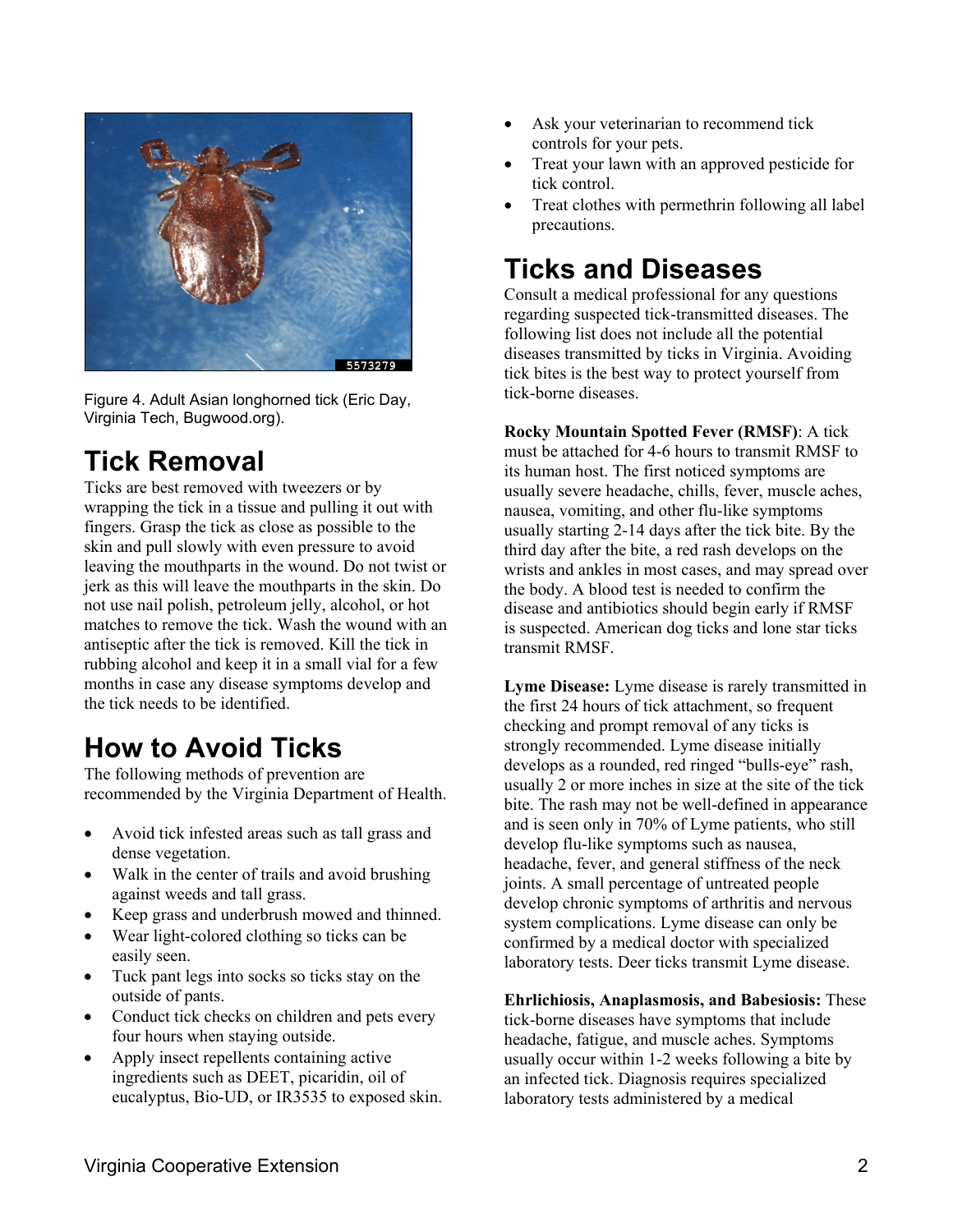Figure 4. Adult Asian longhorned tick (Eric Day, Virginia Tech, Bugwood.org).

## Tick Removal

Ticks are best removed with tweezers or by wrapping the tick in a tissue and pulling it out with fingers. Grasp the tick as close as possible to the skin and pull slowly with even pressure to avoid leaving the mouthparts in the wound. Do not twist or jerk as this will leave the mouthparts in the skin. Do not use nail polish, petroleum jelly, alcohol, or hot matches to remove the tick. Wash the wound with an antiseptic after the tick is removed. Kill the tick in rubbing alcohol and keep it in a small vial for a few months in case any disease symptoms develop and the tick needs to be identified.

## How to Avoid Ticks

The following methods of prevention are recommended by the Virginia Department of Health.

- Avoid tick infested areas such as tall grass and dense vegetation.
- Walk in the center of trails and avoid brushing against weeds and tall grass.
- Keep grass and underbrush mowed and thinned.
- Wear light-colored clothing so ticks can be easily seen.
- Tuck pant legs into socks so ticks stay on the outside of pants.
- Conduct tick checks on children and pets every four hours when staying outside.
- Apply insect repellents containing active ingredients such as DEET, picaridin, oil of eucalyptus, Bio-UD, or IR3535 to exposed skin.
- Ask your veterinarian to recommend tick controls for your pets.
- Treat your lawn with an approved pesticide for tick control.
- Treat clothes with permethrin following all label precautions.

## Ticks and Diseases

Consult a medical professional for any questions regarding suspected tick-transmitted diseases. The following list does not include all the potential diseases transmitted by ticks in Virginia. Avoiding tick bites is the best way to protect yourself from tick-borne diseases.

**Rocky Mountain Spotted Fever (RMSF)**: A tick must be attached for 4-6 hours to transmit RMSF to its human host. The first noticed symptoms are usually severe headache, chills, fever, muscle aches, nausea, vomiting, and other flu-like symptoms usually starting 2-14 days after the tick bite. By the third day after the bite, a red rash develops on the wrists and ankles in most cases, and may spread over the body. A blood test is needed to confirm the disease and antibiotics should begin early if RMSF is suspected. American dog ticks and lone star ticks transmit RMSF.

**Lyme Disease:** Lyme disease is rarely transmitted in the first 24 hours of tick attachment, so frequent checking and prompt removal of any ticks is strongly recommended. Lyme disease initially develops as a rounded, red ringed "bulls-eye" rash, usually 2 or more inches in size at the site of the tick bite. The rash may not be well-defined in appearance and is seen only in 70% of Lyme patients, who still develop flu-like symptoms such as nausea, headache, fever, and general stiffness of the neck joints. A small percentage of untreated people develop chronic symptoms of arthritis and nervous system complications. Lyme disease can only be confirmed by a medical doctor with specialized laboratory tests. Deer ticks transmit Lyme disease.

**Ehrlichiosis, Anaplasmosis, and Babesiosis:** These tick-borne diseases have symptoms that include headache, fatigue, and muscle aches. Symptoms usually occur within 1-2 weeks following a bite by an infected tick. Diagnosis requires specialized laboratory tests administered by a medical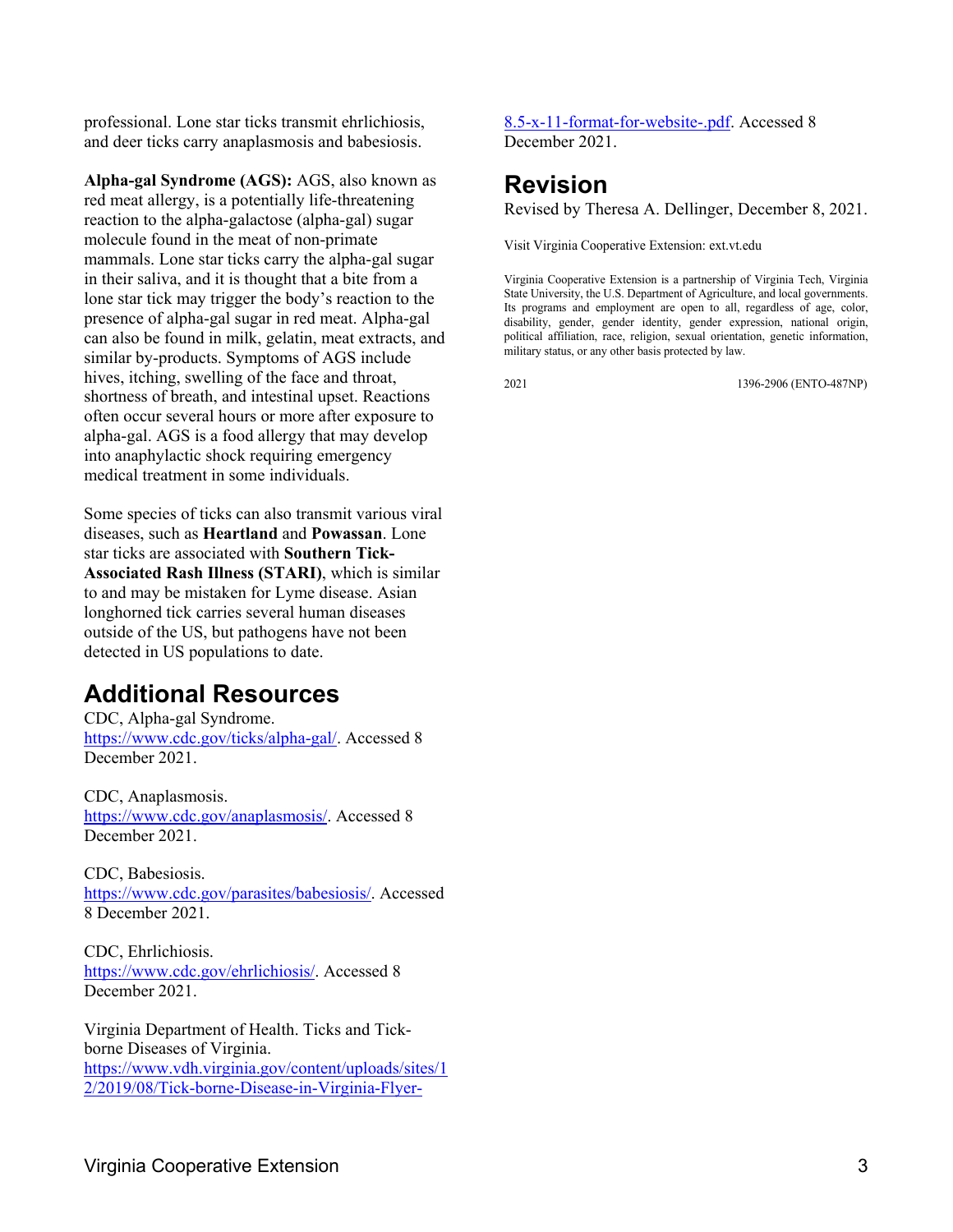professional. Lone star ticks transmit ehrlichiosis, and deer ticks carry anaplasmosis and babesiosis.

**Alpha-gal Syndrome (AGS):** AGS, also known as red meat allergy, is a potentially life-threatening reaction to the alpha-galactose (alpha-gal) sugar molecule found in the meat of non-primate mammals. Lone star ticks carry the alpha-gal sugar in their saliva, and it is thought that a bite from a lone star tick may trigger the body's reaction to the presence of alpha-gal sugar in red meat. Alpha-gal can also be found in milk, gelatin, meat extracts, and similar by-products. Symptoms of AGS include hives, itching, swelling of the face and throat, shortness of breath, and intestinal upset. Reactions often occur several hours or more after exposure to alpha-gal. AGS is a food allergy that may develop into anaphylactic shock requiring emergency medical treatment in some individuals.

Some species of ticks can also transmit various viral diseases, such as **Heartland** and **Powassan**. Lone star ticks are associated with **Southern Tick-Associated Rash Illness (STARI)**, which is similar to and may be mistaken for Lyme disease. Asian longhorned tick carries several human diseases outside of the US, but pathogens have not been detected in US populations to date.

## Additional Resources

CDC, Alpha-gal Syndrome. https://www.cdc.gov/ticks/alpha-gal/. Accessed 8 December 2021.

CDC, Anaplasmosis. https://www.cdc.gov/anaplasmosis/. Accessed 8 December 2021.

CDC, Babesiosis. https://www.cdc.gov/parasites/babesiosis/. Accessed 8 December 2021.

CDC, Ehrlichiosis. https://www.cdc.gov/ehrlichiosis/. Accessed 8 December 2021.

Virginia Department of Health. Ticks and Tick-borne Diseases of Virginia. https://www.vdh.virginia.gov/content/uploads/sites/12/2019/08/Tick-borne-Disease-in-Virginia-Flyer-8.5-x-11-format-for-website-.pdf. Accessed 8 December 2021.

## Revision

Revised by Theresa A. Dellinger, December 8, 2021.

Visit Virginia Cooperative Extension: ext.vt.edu

Virginia Cooperative Extension is a partnership of Virginia Tech, Virginia State University, the U.S. Department of Agriculture, and local governments. Its programs and employment are open to all, regardless of age, color, disability, gender, gender identity, gender expression, national origin, political affiliation, race, religion, sexual orientation, genetic information, military status, or any other basis protected by law.

2021 1396-2906 (ENTO-487NP)